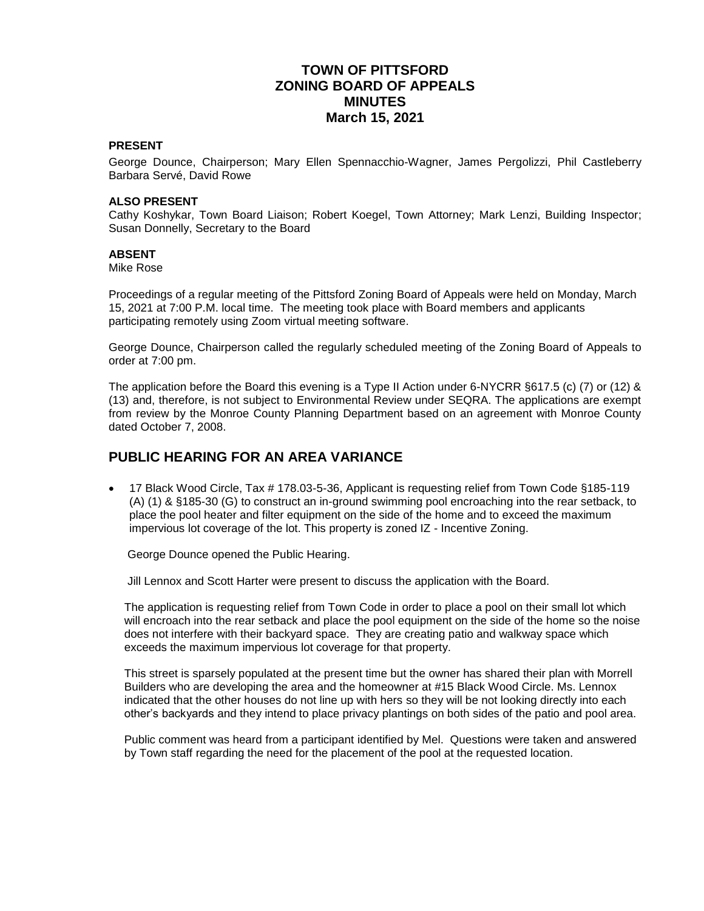# TOWN OF PITTSFORD
# ZONING BOARD OF APPEALS
# MINUTES
# March 15, 2021

**PRESENT**

George Dounce, Chairperson; Mary Ellen Spennacchio-Wagner, James Pergolizzi, Phil Castleberry Barbara Servé, David Rowe

**ALSO PRESENT**

Cathy Koshykar, Town Board Liaison; Robert Koegel, Town Attorney; Mark Lenzi, Building Inspector; Susan Donnelly, Secretary to the Board

**ABSENT**

Mike Rose

Proceedings of a regular meeting of the Pittsford Zoning Board of Appeals were held on Monday, March 15, 2021 at 7:00 P.M. local time. The meeting took place with Board members and applicants participating remotely using Zoom virtual meeting software.

George Dounce, Chairperson called the regularly scheduled meeting of the Zoning Board of Appeals to order at 7:00 pm.

The application before the Board this evening is a Type II Action under 6-NYCRR §617.5 (c) (7) or (12) & (13) and, therefore, is not subject to Environmental Review under SEQRA. The applications are exempt from review by the Monroe County Planning Department based on an agreement with Monroe County dated October 7, 2008.

## PUBLIC HEARING FOR AN AREA VARIANCE

- 17 Black Wood Circle, Tax # 178.03-5-36, Applicant is requesting relief from Town Code §185-119 (A) (1) & §185-30 (G) to construct an in-ground swimming pool encroaching into the rear setback, to place the pool heater and filter equipment on the side of the home and to exceed the maximum impervious lot coverage of the lot. This property is zoned IZ - Incentive Zoning.

George Dounce opened the Public Hearing.

Jill Lennox and Scott Harter were present to discuss the application with the Board.

The application is requesting relief from Town Code in order to place a pool on their small lot which will encroach into the rear setback and place the pool equipment on the side of the home so the noise does not interfere with their backyard space. They are creating patio and walkway space which exceeds the maximum impervious lot coverage for that property.

This street is sparsely populated at the present time but the owner has shared their plan with Morrell Builders who are developing the area and the homeowner at #15 Black Wood Circle. Ms. Lennox indicated that the other houses do not line up with hers so they will be not looking directly into each other's backyards and they intend to place privacy plantings on both sides of the patio and pool area.

Public comment was heard from a participant identified by Mel. Questions were taken and answered by Town staff regarding the need for the placement of the pool at the requested location.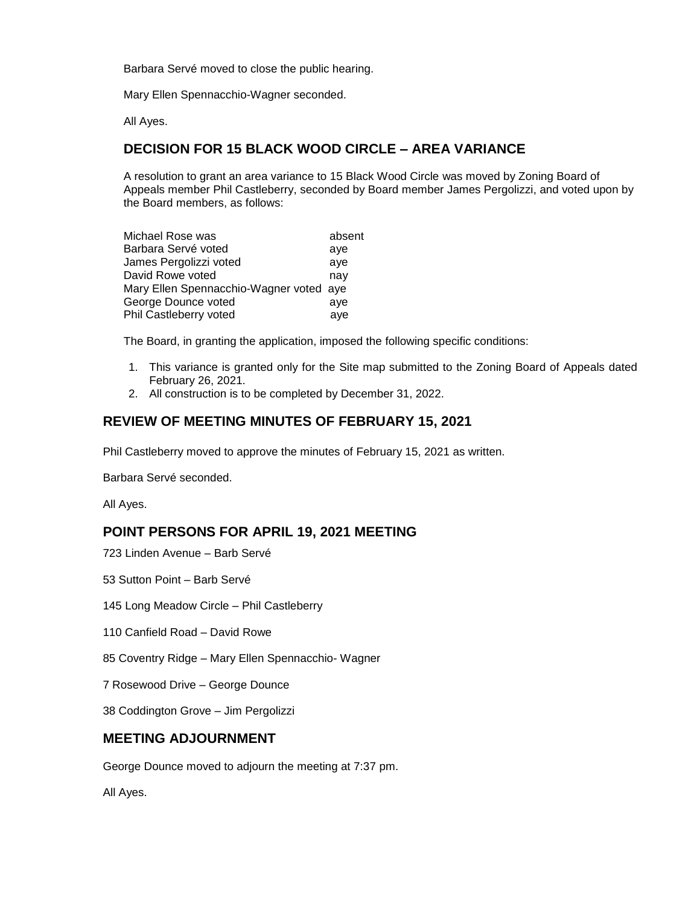Barbara Servé moved to close the public hearing.

Mary Ellen Spennacchio-Wagner seconded.

All Ayes.

## DECISION FOR 15 BLACK WOOD CIRCLE – AREA VARIANCE

A resolution to grant an area variance to 15 Black Wood Circle was moved by Zoning Board of Appeals member Phil Castleberry, seconded by Board member James Pergolizzi, and voted upon by the Board members, as follows:

| | |
|---|---|
| Michael Rose was | absent |
| Barbara Servé voted | aye |
| James Pergolizzi voted | aye |
| David Rowe voted | nay |
| Mary Ellen Spennacchio-Wagner voted | aye |
| George Dounce voted | aye |
| Phil Castleberry voted | aye |

The Board, in granting the application, imposed the following specific conditions:

1. This variance is granted only for the Site map submitted to the Zoning Board of Appeals dated February 26, 2021.
2. All construction is to be completed by December 31, 2022.

## REVIEW OF MEETING MINUTES OF FEBRUARY 15, 2021

Phil Castleberry moved to approve the minutes of February 15, 2021 as written.

Barbara Servé seconded.

All Ayes.

## POINT PERSONS FOR APRIL 19, 2021 MEETING

723 Linden Avenue – Barb Servé

53 Sutton Point – Barb Servé

145 Long Meadow Circle – Phil Castleberry

110 Canfield Road – David Rowe

85 Coventry Ridge – Mary Ellen Spennacchio- Wagner

7 Rosewood Drive – George Dounce

38 Coddington Grove – Jim Pergolizzi

## MEETING ADJOURNMENT

George Dounce moved to adjourn the meeting at 7:37 pm.

All Ayes.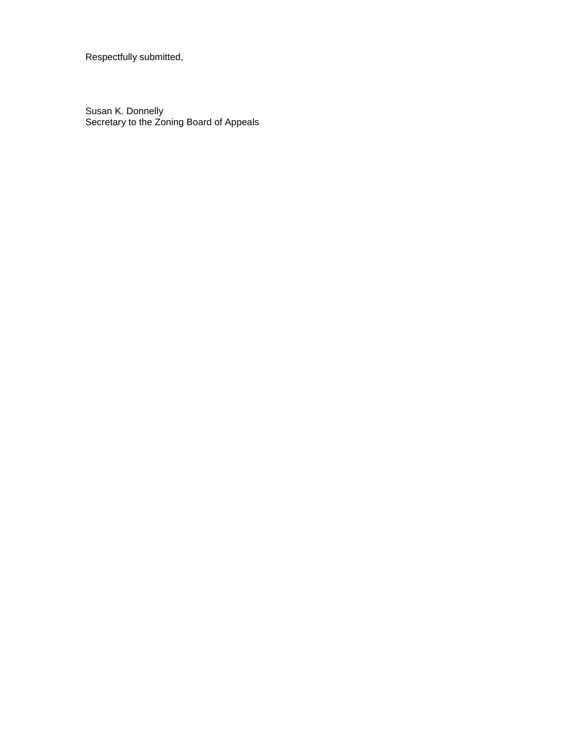Respectfully submitted,

Susan K. Donnelly
Secretary to the Zoning Board of Appeals